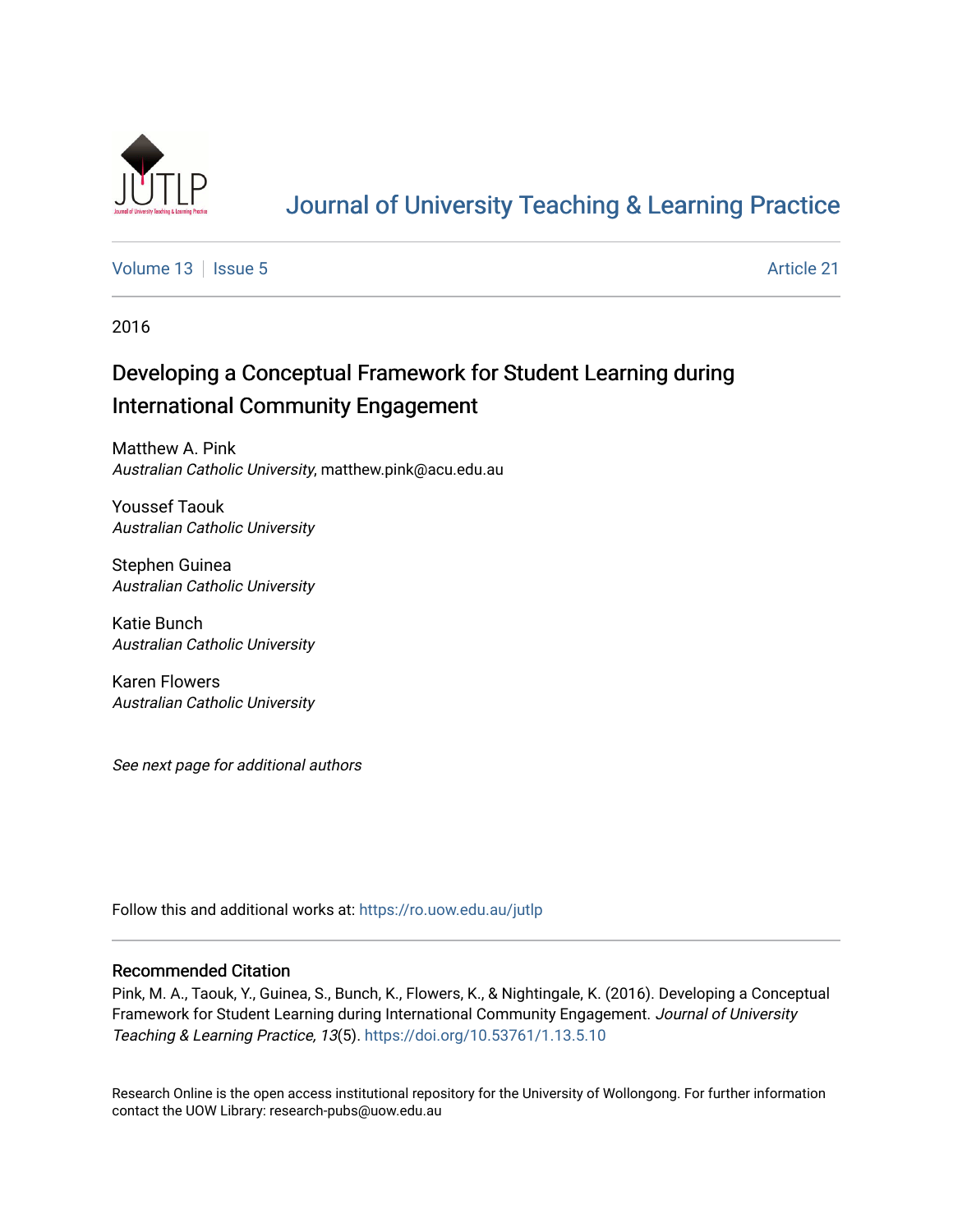Journal of University Teaching & Learning Practice

Volume 13 | Issue 5 | Article 21

2016

# Developing a Conceptual Framework for Student Learning during International Community Engagement

Matthew A. Pink
*Australian Catholic University*, matthew.pink@acu.edu.au

Youssef Taouk
*Australian Catholic University*

Stephen Guinea
*Australian Catholic University*

Katie Bunch
*Australian Catholic University*

Karen Flowers
*Australian Catholic University*

*See next page for additional authors*

Follow this and additional works at: https://ro.uow.edu.au/jutlp

## Recommended Citation

Pink, M. A., Taouk, Y., Guinea, S., Bunch, K., Flowers, K., & Nightingale, K. (2016). Developing a Conceptual Framework for Student Learning during International Community Engagement. *Journal of University Teaching & Learning Practice, 13*(5). https://doi.org/10.53761/1.13.5.10

Research Online is the open access institutional repository for the University of Wollongong. For further information contact the UOW Library: research-pubs@uow.edu.au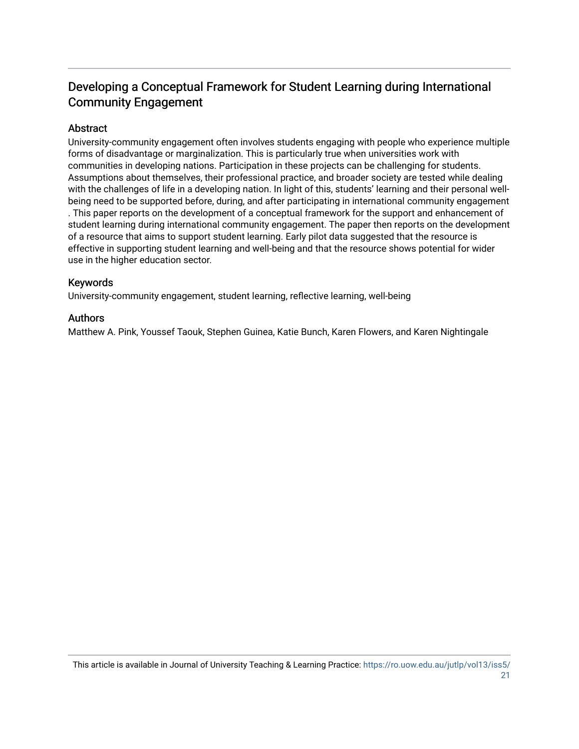## Developing a Conceptual Framework for Student Learning during International Community Engagement

### Abstract

University-community engagement often involves students engaging with people who experience multiple forms of disadvantage or marginalization. This is particularly true when universities work with communities in developing nations. Participation in these projects can be challenging for students. Assumptions about themselves, their professional practice, and broader society are tested while dealing with the challenges of life in a developing nation. In light of this, students' learning and their personal well-being need to be supported before, during, and after participating in international community engagement . This paper reports on the development of a conceptual framework for the support and enhancement of student learning during international community engagement. The paper then reports on the development of a resource that aims to support student learning. Early pilot data suggested that the resource is effective in supporting student learning and well-being and that the resource shows potential for wider use in the higher education sector.

### Keywords

University-community engagement, student learning, reflective learning, well-being

### Authors

Matthew A. Pink, Youssef Taouk, Stephen Guinea, Katie Bunch, Karen Flowers, and Karen Nightingale

This article is available in Journal of University Teaching & Learning Practice: https://ro.uow.edu.au/jutlp/vol13/iss5/21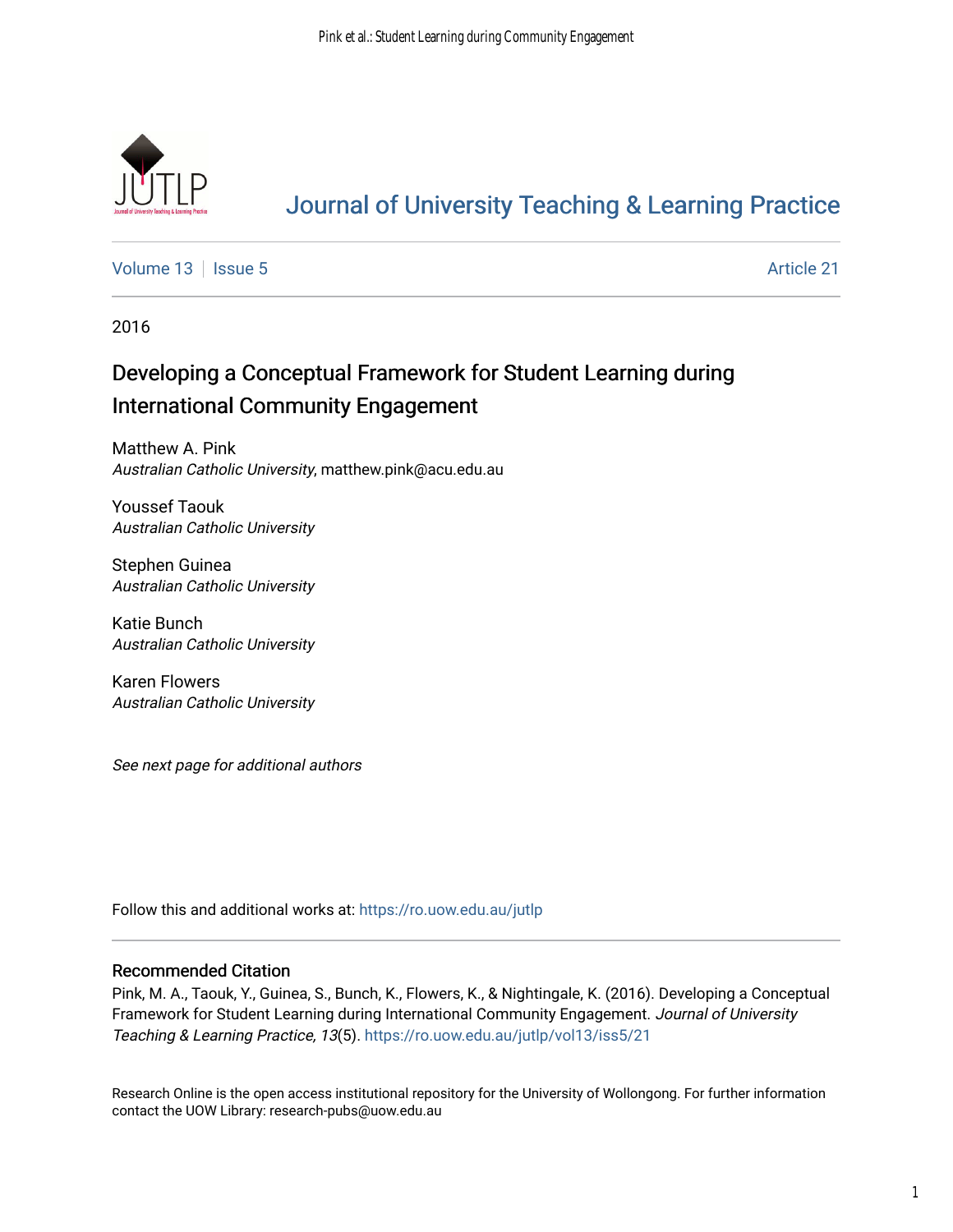# Journal of University Teaching & Learning Practice

Volume 13 | Issue 5 | Article 21

2016

## Developing a Conceptual Framework for Student Learning during International Community Engagement

Matthew A. Pink
*Australian Catholic University*, matthew.pink@acu.edu.au

Youssef Taouk
*Australian Catholic University*

Stephen Guinea
*Australian Catholic University*

Katie Bunch
*Australian Catholic University*

Karen Flowers
*Australian Catholic University*

*See next page for additional authors*

Follow this and additional works at: https://ro.uow.edu.au/jutlp

### Recommended Citation

Pink, M. A., Taouk, Y., Guinea, S., Bunch, K., Flowers, K., & Nightingale, K. (2016). Developing a Conceptual Framework for Student Learning during International Community Engagement. *Journal of University Teaching & Learning Practice, 13*(5). https://ro.uow.edu.au/jutlp/vol13/iss5/21

Research Online is the open access institutional repository for the University of Wollongong. For further information contact the UOW Library: research-pubs@uow.edu.au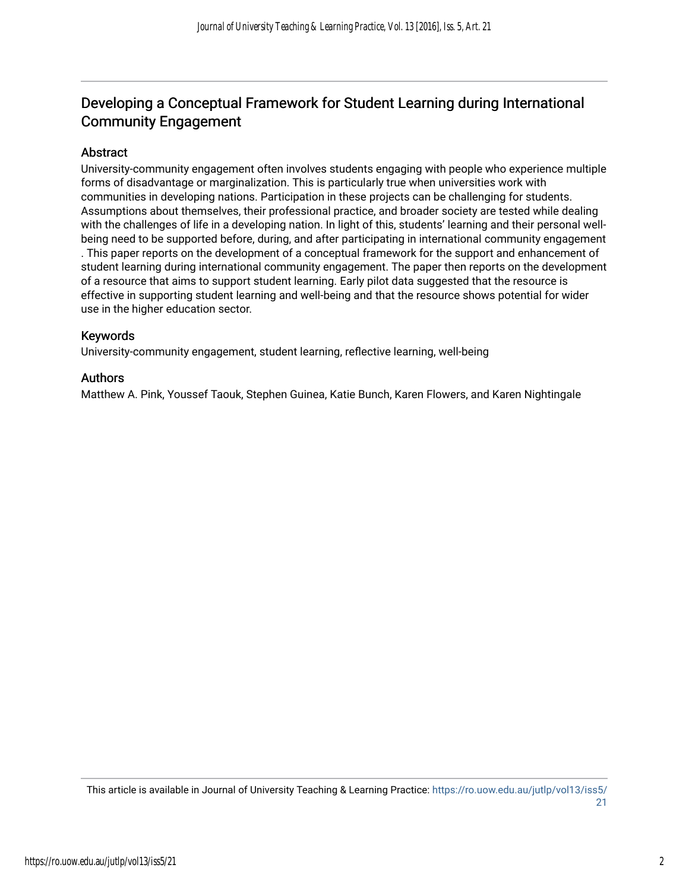## Developing a Conceptual Framework for Student Learning during International Community Engagement

### Abstract

University-community engagement often involves students engaging with people who experience multiple forms of disadvantage or marginalization. This is particularly true when universities work with communities in developing nations. Participation in these projects can be challenging for students. Assumptions about themselves, their professional practice, and broader society are tested while dealing with the challenges of life in a developing nation. In light of this, students' learning and their personal well-being need to be supported before, during, and after participating in international community engagement . This paper reports on the development of a conceptual framework for the support and enhancement of student learning during international community engagement. The paper then reports on the development of a resource that aims to support student learning. Early pilot data suggested that the resource is effective in supporting student learning and well-being and that the resource shows potential for wider use in the higher education sector.

### Keywords

University-community engagement, student learning, reflective learning, well-being

### Authors

Matthew A. Pink, Youssef Taouk, Stephen Guinea, Katie Bunch, Karen Flowers, and Karen Nightingale

This article is available in Journal of University Teaching & Learning Practice: https://ro.uow.edu.au/jutlp/vol13/iss5/21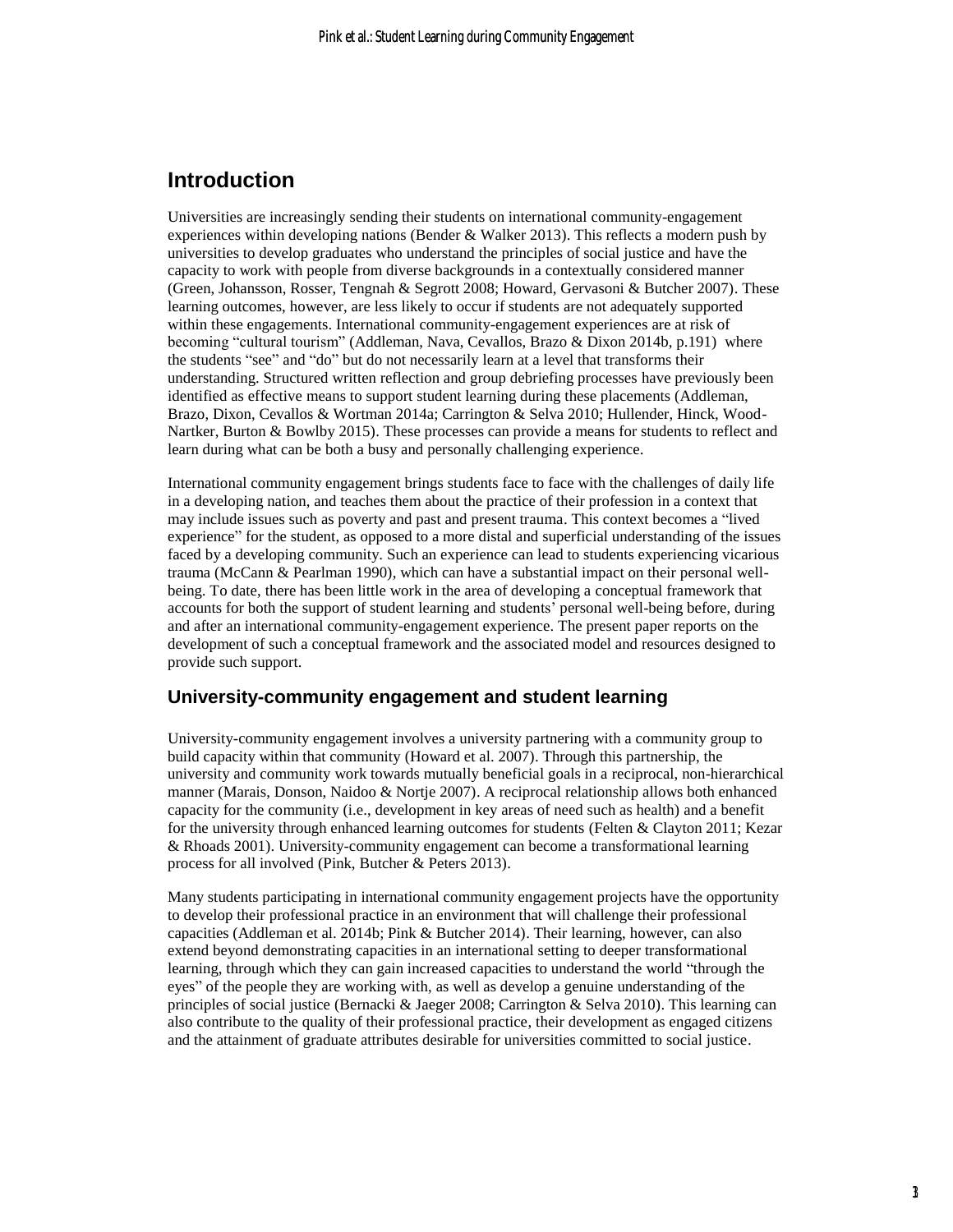## Introduction

Universities are increasingly sending their students on international community-engagement experiences within developing nations (Bender & Walker 2013). This reflects a modern push by universities to develop graduates who understand the principles of social justice and have the capacity to work with people from diverse backgrounds in a contextually considered manner (Green, Johansson, Rosser, Tengnah & Segrott 2008; Howard, Gervasoni & Butcher 2007). These learning outcomes, however, are less likely to occur if students are not adequately supported within these engagements. International community-engagement experiences are at risk of becoming "cultural tourism" (Addleman, Nava, Cevallos, Brazo & Dixon 2014b, p.191) where the students "see" and "do" but do not necessarily learn at a level that transforms their understanding. Structured written reflection and group debriefing processes have previously been identified as effective means to support student learning during these placements (Addleman, Brazo, Dixon, Cevallos & Wortman 2014a; Carrington & Selva 2010; Hullender, Hinck, Wood-Nartker, Burton & Bowlby 2015). These processes can provide a means for students to reflect and learn during what can be both a busy and personally challenging experience.

International community engagement brings students face to face with the challenges of daily life in a developing nation, and teaches them about the practice of their profession in a context that may include issues such as poverty and past and present trauma. This context becomes a "lived experience" for the student, as opposed to a more distal and superficial understanding of the issues faced by a developing community. Such an experience can lead to students experiencing vicarious trauma (McCann & Pearlman 1990), which can have a substantial impact on their personal well-being. To date, there has been little work in the area of developing a conceptual framework that accounts for both the support of student learning and students' personal well-being before, during and after an international community-engagement experience. The present paper reports on the development of such a conceptual framework and the associated model and resources designed to provide such support.

### University-community engagement and student learning

University-community engagement involves a university partnering with a community group to build capacity within that community (Howard et al. 2007). Through this partnership, the university and community work towards mutually beneficial goals in a reciprocal, non-hierarchical manner (Marais, Donson, Naidoo & Nortje 2007). A reciprocal relationship allows both enhanced capacity for the community (i.e., development in key areas of need such as health) and a benefit for the university through enhanced learning outcomes for students (Felten & Clayton 2011; Kezar & Rhoads 2001). University-community engagement can become a transformational learning process for all involved (Pink, Butcher & Peters 2013).

Many students participating in international community engagement projects have the opportunity to develop their professional practice in an environment that will challenge their professional capacities (Addleman et al. 2014b; Pink & Butcher 2014). Their learning, however, can also extend beyond demonstrating capacities in an international setting to deeper transformational learning, through which they can gain increased capacities to understand the world "through the eyes" of the people they are working with, as well as develop a genuine understanding of the principles of social justice (Bernacki & Jaeger 2008; Carrington & Selva 2010). This learning can also contribute to the quality of their professional practice, their development as engaged citizens and the attainment of graduate attributes desirable for universities committed to social justice.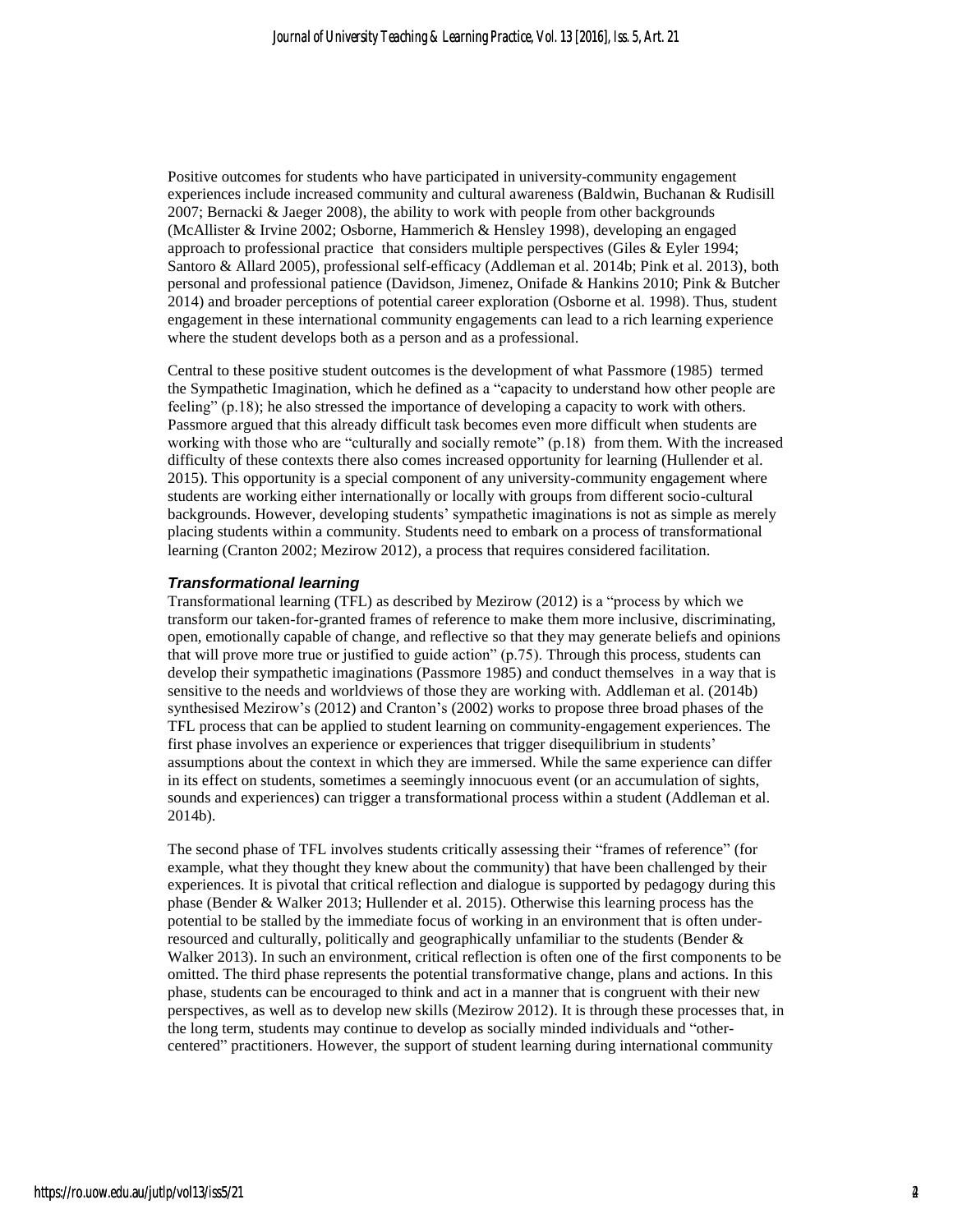Positive outcomes for students who have participated in university-community engagement experiences include increased community and cultural awareness (Baldwin, Buchanan & Rudisill 2007; Bernacki & Jaeger 2008), the ability to work with people from other backgrounds (McAllister & Irvine 2002; Osborne, Hammerich & Hensley 1998), developing an engaged approach to professional practice that considers multiple perspectives (Giles & Eyler 1994; Santoro & Allard 2005), professional self-efficacy (Addleman et al. 2014b; Pink et al. 2013), both personal and professional patience (Davidson, Jimenez, Onifade & Hankins 2010; Pink & Butcher 2014) and broader perceptions of potential career exploration (Osborne et al. 1998). Thus, student engagement in these international community engagements can lead to a rich learning experience where the student develops both as a person and as a professional.

Central to these positive student outcomes is the development of what Passmore (1985) termed the Sympathetic Imagination, which he defined as a "capacity to understand how other people are feeling" (p.18); he also stressed the importance of developing a capacity to work with others. Passmore argued that this already difficult task becomes even more difficult when students are working with those who are "culturally and socially remote" (p.18) from them. With the increased difficulty of these contexts there also comes increased opportunity for learning (Hullender et al. 2015). This opportunity is a special component of any university-community engagement where students are working either internationally or locally with groups from different socio-cultural backgrounds. However, developing students' sympathetic imaginations is not as simple as merely placing students within a community. Students need to embark on a process of transformational learning (Cranton 2002; Mezirow 2012), a process that requires considered facilitation.

### *Transformational learning*

Transformational learning (TFL) as described by Mezirow (2012) is a "process by which we transform our taken-for-granted frames of reference to make them more inclusive, discriminating, open, emotionally capable of change, and reflective so that they may generate beliefs and opinions that will prove more true or justified to guide action" (p.75). Through this process, students can develop their sympathetic imaginations (Passmore 1985) and conduct themselves in a way that is sensitive to the needs and worldviews of those they are working with. Addleman et al. (2014b) synthesised Mezirow's (2012) and Cranton's (2002) works to propose three broad phases of the TFL process that can be applied to student learning on community-engagement experiences. The first phase involves an experience or experiences that trigger disequilibrium in students' assumptions about the context in which they are immersed. While the same experience can differ in its effect on students, sometimes a seemingly innocuous event (or an accumulation of sights, sounds and experiences) can trigger a transformational process within a student (Addleman et al. 2014b).

The second phase of TFL involves students critically assessing their "frames of reference" (for example, what they thought they knew about the community) that have been challenged by their experiences. It is pivotal that critical reflection and dialogue is supported by pedagogy during this phase (Bender & Walker 2013; Hullender et al. 2015). Otherwise this learning process has the potential to be stalled by the immediate focus of working in an environment that is often under-resourced and culturally, politically and geographically unfamiliar to the students (Bender & Walker 2013). In such an environment, critical reflection is often one of the first components to be omitted. The third phase represents the potential transformative change, plans and actions. In this phase, students can be encouraged to think and act in a manner that is congruent with their new perspectives, as well as to develop new skills (Mezirow 2012). It is through these processes that, in the long term, students may continue to develop as socially minded individuals and "other-centered" practitioners. However, the support of student learning during international community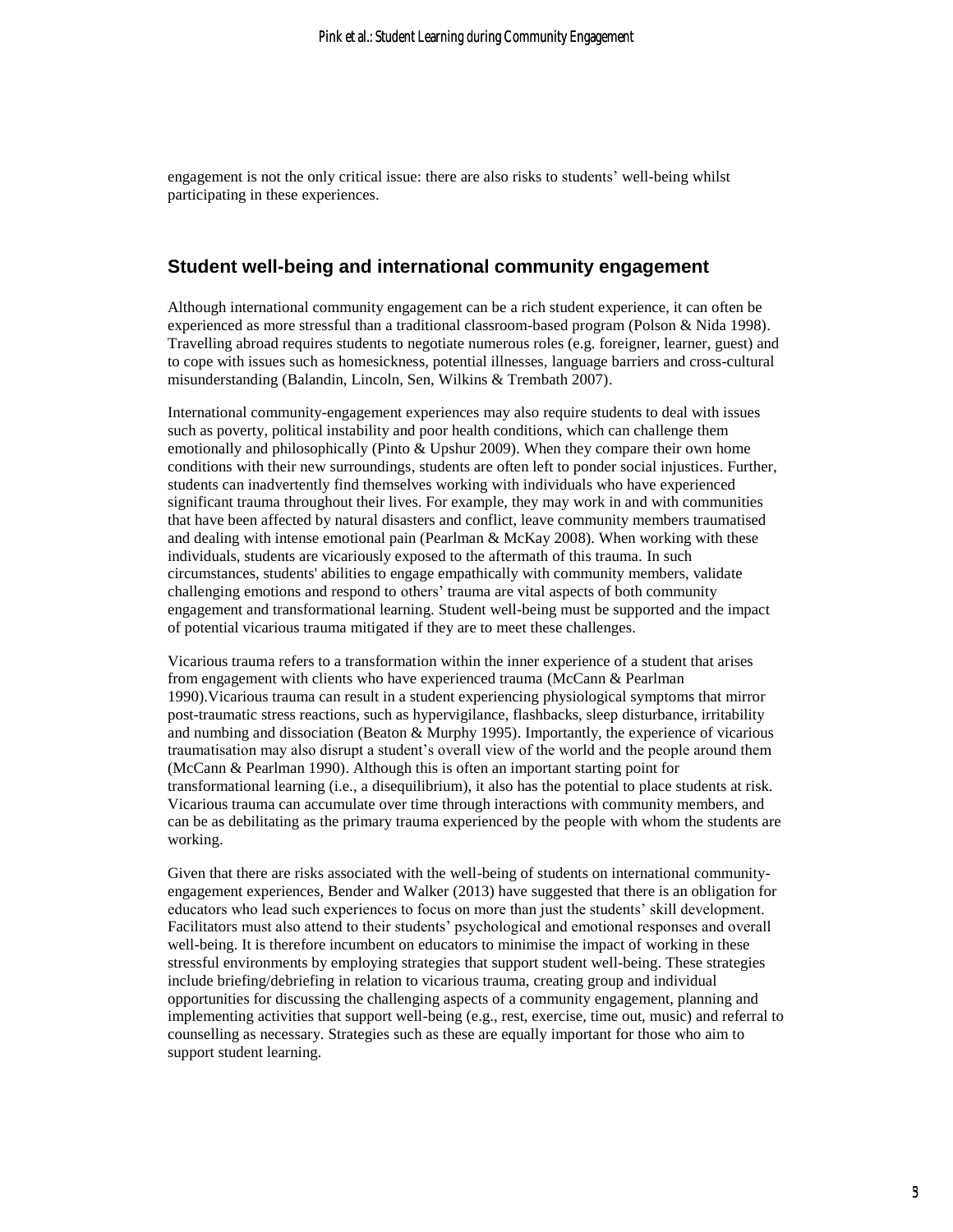engagement is not the only critical issue: there are also risks to students' well-being whilst participating in these experiences.

## Student well-being and international community engagement

Although international community engagement can be a rich student experience, it can often be experienced as more stressful than a traditional classroom-based program (Polson & Nida 1998). Travelling abroad requires students to negotiate numerous roles (e.g. foreigner, learner, guest) and to cope with issues such as homesickness, potential illnesses, language barriers and cross-cultural misunderstanding (Balandin, Lincoln, Sen, Wilkins & Trembath 2007).

International community-engagement experiences may also require students to deal with issues such as poverty, political instability and poor health conditions, which can challenge them emotionally and philosophically (Pinto & Upshur 2009). When they compare their own home conditions with their new surroundings, students are often left to ponder social injustices. Further, students can inadvertently find themselves working with individuals who have experienced significant trauma throughout their lives. For example, they may work in and with communities that have been affected by natural disasters and conflict, leave community members traumatised and dealing with intense emotional pain (Pearlman & McKay 2008). When working with these individuals, students are vicariously exposed to the aftermath of this trauma. In such circumstances, students' abilities to engage empathically with community members, validate challenging emotions and respond to others' trauma are vital aspects of both community engagement and transformational learning. Student well-being must be supported and the impact of potential vicarious trauma mitigated if they are to meet these challenges.

Vicarious trauma refers to a transformation within the inner experience of a student that arises from engagement with clients who have experienced trauma (McCann & Pearlman 1990).Vicarious trauma can result in a student experiencing physiological symptoms that mirror post-traumatic stress reactions, such as hypervigilance, flashbacks, sleep disturbance, irritability and numbing and dissociation (Beaton & Murphy 1995). Importantly, the experience of vicarious traumatisation may also disrupt a student's overall view of the world and the people around them (McCann & Pearlman 1990). Although this is often an important starting point for transformational learning (i.e., a disequilibrium), it also has the potential to place students at risk. Vicarious trauma can accumulate over time through interactions with community members, and can be as debilitating as the primary trauma experienced by the people with whom the students are working.

Given that there are risks associated with the well-being of students on international community-engagement experiences, Bender and Walker (2013) have suggested that there is an obligation for educators who lead such experiences to focus on more than just the students' skill development. Facilitators must also attend to their students' psychological and emotional responses and overall well-being. It is therefore incumbent on educators to minimise the impact of working in these stressful environments by employing strategies that support student well-being. These strategies include briefing/debriefing in relation to vicarious trauma, creating group and individual opportunities for discussing the challenging aspects of a community engagement, planning and implementing activities that support well-being (e.g., rest, exercise, time out, music) and referral to counselling as necessary. Strategies such as these are equally important for those who aim to support student learning.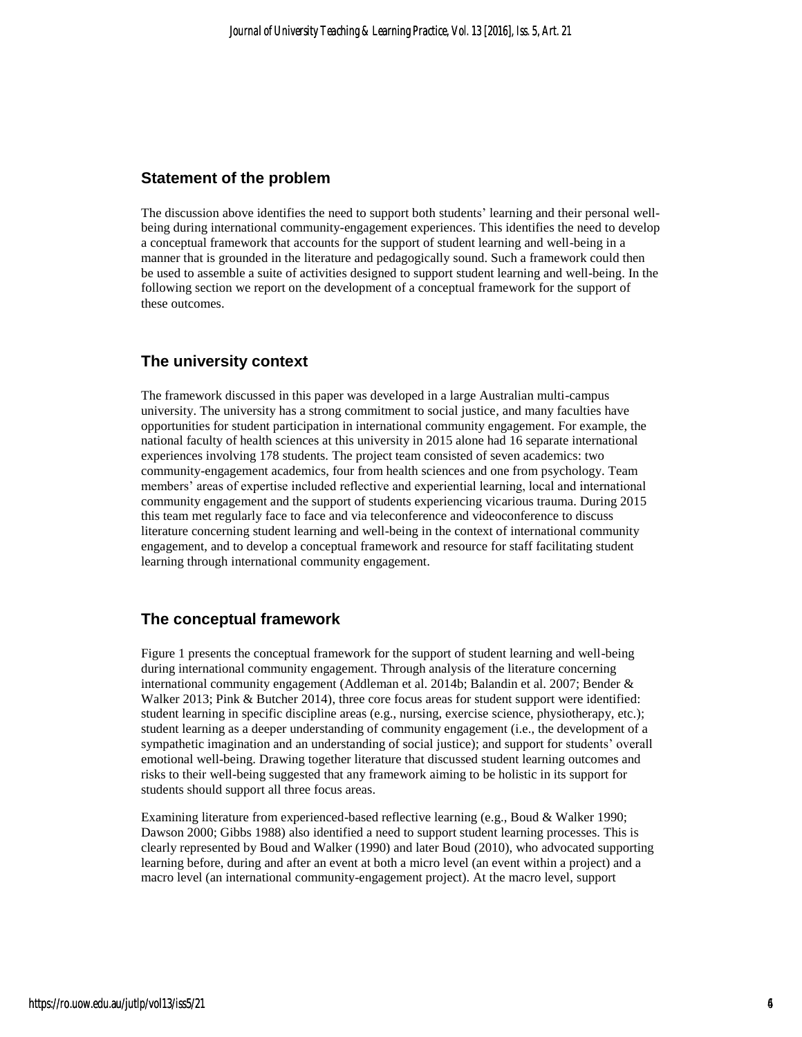## Statement of the problem

The discussion above identifies the need to support both students' learning and their personal well-being during international community-engagement experiences. This identifies the need to develop a conceptual framework that accounts for the support of student learning and well-being in a manner that is grounded in the literature and pedagogically sound. Such a framework could then be used to assemble a suite of activities designed to support student learning and well-being. In the following section we report on the development of a conceptual framework for the support of these outcomes.

## The university context

The framework discussed in this paper was developed in a large Australian multi-campus university. The university has a strong commitment to social justice, and many faculties have opportunities for student participation in international community engagement. For example, the national faculty of health sciences at this university in 2015 alone had 16 separate international experiences involving 178 students. The project team consisted of seven academics: two community-engagement academics, four from health sciences and one from psychology. Team members' areas of expertise included reflective and experiential learning, local and international community engagement and the support of students experiencing vicarious trauma. During 2015 this team met regularly face to face and via teleconference and videoconference to discuss literature concerning student learning and well-being in the context of international community engagement, and to develop a conceptual framework and resource for staff facilitating student learning through international community engagement.

## The conceptual framework

Figure 1 presents the conceptual framework for the support of student learning and well-being during international community engagement. Through analysis of the literature concerning international community engagement (Addleman et al. 2014b; Balandin et al. 2007; Bender & Walker 2013; Pink & Butcher 2014), three core focus areas for student support were identified: student learning in specific discipline areas (e.g., nursing, exercise science, physiotherapy, etc.); student learning as a deeper understanding of community engagement (i.e., the development of a sympathetic imagination and an understanding of social justice); and support for students' overall emotional well-being. Drawing together literature that discussed student learning outcomes and risks to their well-being suggested that any framework aiming to be holistic in its support for students should support all three focus areas.

Examining literature from experienced-based reflective learning (e.g., Boud & Walker 1990; Dawson 2000; Gibbs 1988) also identified a need to support student learning processes. This is clearly represented by Boud and Walker (1990) and later Boud (2010), who advocated supporting learning before, during and after an event at both a micro level (an event within a project) and a macro level (an international community-engagement project). At the macro level, support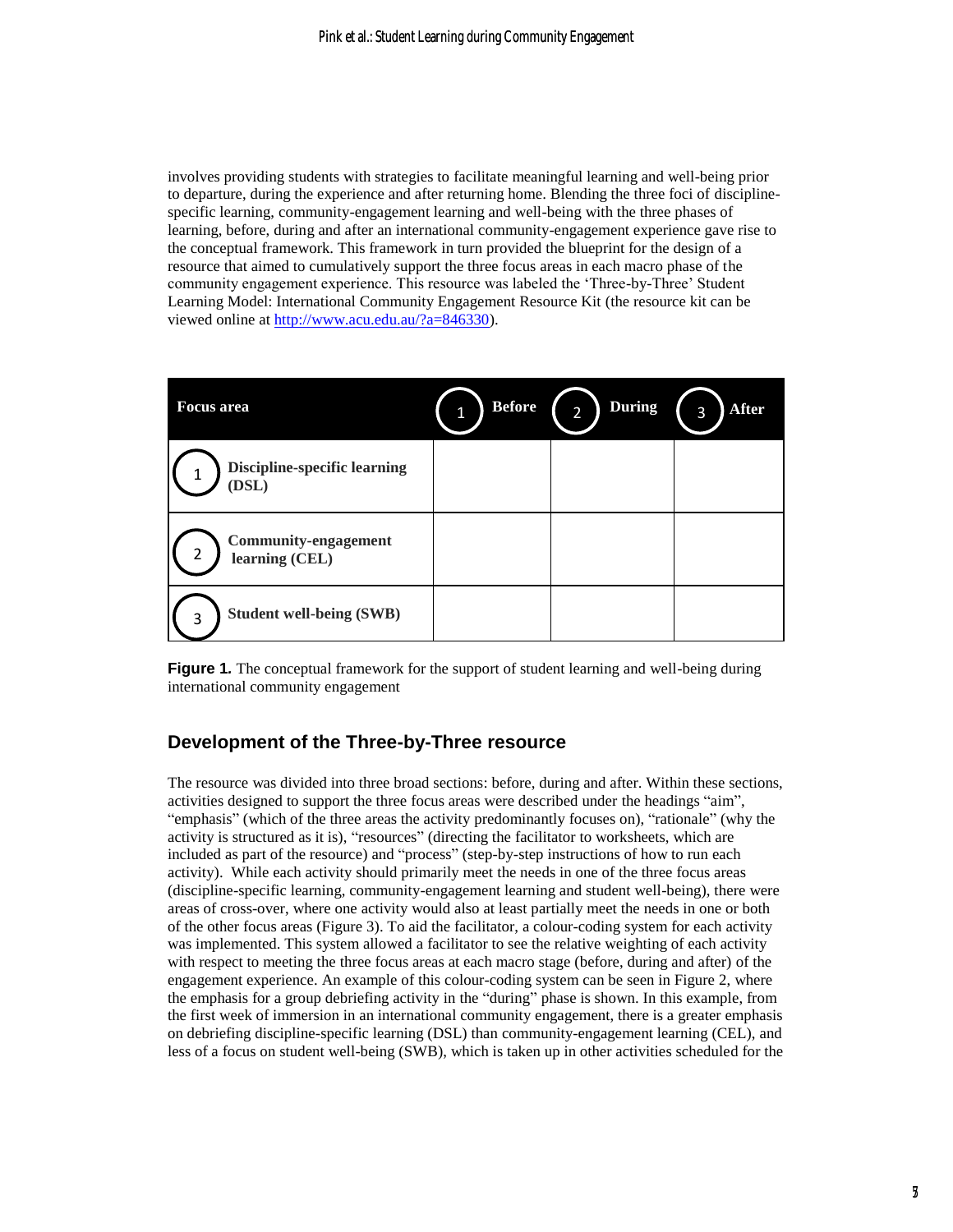involves providing students with strategies to facilitate meaningful learning and well-being prior to departure, during the experience and after returning home. Blending the three foci of discipline-specific learning, community-engagement learning and well-being with the three phases of learning, before, during and after an international community-engagement experience gave rise to the conceptual framework. This framework in turn provided the blueprint for the design of a resource that aimed to cumulatively support the three focus areas in each macro phase of the community engagement experience. This resource was labeled the 'Three-by-Three' Student Learning Model: International Community Engagement Resource Kit (the resource kit can be viewed online at http://www.acu.edu.au/?a=846330).

| Focus area | 1 Before | 2 During | 3 After |
|---|---|---|---|
| 1 Discipline-specific learning (DSL) | | | |
| 2 Community-engagement learning (CEL) | | | |
| 3 Student well-being (SWB) | | | |

**Figure 1.** The conceptual framework for the support of student learning and well-being during international community engagement

## Development of the Three-by-Three resource

The resource was divided into three broad sections: before, during and after. Within these sections, activities designed to support the three focus areas were described under the headings "aim", "emphasis" (which of the three areas the activity predominantly focuses on), "rationale" (why the activity is structured as it is), "resources" (directing the facilitator to worksheets, which are included as part of the resource) and "process" (step-by-step instructions of how to run each activity). While each activity should primarily meet the needs in one of the three focus areas (discipline-specific learning, community-engagement learning and student well-being), there were areas of cross-over, where one activity would also at least partially meet the needs in one or both of the other focus areas (Figure 3). To aid the facilitator, a colour-coding system for each activity was implemented. This system allowed a facilitator to see the relative weighting of each activity with respect to meeting the three focus areas at each macro stage (before, during and after) of the engagement experience. An example of this colour-coding system can be seen in Figure 2, where the emphasis for a group debriefing activity in the "during" phase is shown. In this example, from the first week of immersion in an international community engagement, there is a greater emphasis on debriefing discipline-specific learning (DSL) than community-engagement learning (CEL), and less of a focus on student well-being (SWB), which is taken up in other activities scheduled for the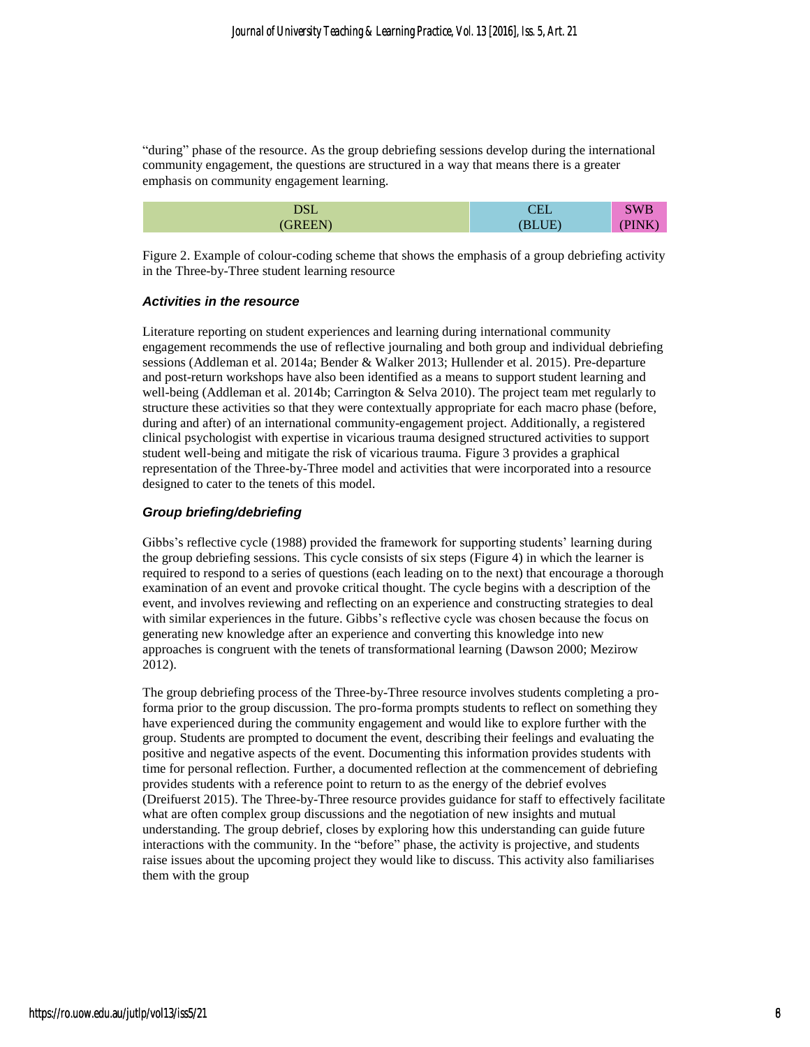"during" phase of the resource. As the group debriefing sessions develop during the international community engagement, the questions are structured in a way that means there is a greater emphasis on community engagement learning.

| DSL (GREEN) | CEL (BLUE) | SWB (PINK) |
|---|---|---|

Figure 2. Example of colour-coding scheme that shows the emphasis of a group debriefing activity in the Three-by-Three student learning resource

### *Activities in the resource*

Literature reporting on student experiences and learning during international community engagement recommends the use of reflective journaling and both group and individual debriefing sessions (Addleman et al. 2014a; Bender & Walker 2013; Hullender et al. 2015). Pre-departure and post-return workshops have also been identified as a means to support student learning and well-being (Addleman et al. 2014b; Carrington & Selva 2010). The project team met regularly to structure these activities so that they were contextually appropriate for each macro phase (before, during and after) of an international community-engagement project. Additionally, a registered clinical psychologist with expertise in vicarious trauma designed structured activities to support student well-being and mitigate the risk of vicarious trauma. Figure 3 provides a graphical representation of the Three-by-Three model and activities that were incorporated into a resource designed to cater to the tenets of this model.

### *Group briefing/debriefing*

Gibbs's reflective cycle (1988) provided the framework for supporting students' learning during the group debriefing sessions. This cycle consists of six steps (Figure 4) in which the learner is required to respond to a series of questions (each leading on to the next) that encourage a thorough examination of an event and provoke critical thought. The cycle begins with a description of the event, and involves reviewing and reflecting on an experience and constructing strategies to deal with similar experiences in the future. Gibbs's reflective cycle was chosen because the focus on generating new knowledge after an experience and converting this knowledge into new approaches is congruent with the tenets of transformational learning (Dawson 2000; Mezirow 2012).

The group debriefing process of the Three-by-Three resource involves students completing a pro-forma prior to the group discussion. The pro-forma prompts students to reflect on something they have experienced during the community engagement and would like to explore further with the group. Students are prompted to document the event, describing their feelings and evaluating the positive and negative aspects of the event. Documenting this information provides students with time for personal reflection. Further, a documented reflection at the commencement of debriefing provides students with a reference point to return to as the energy of the debrief evolves (Dreifuerst 2015). The Three-by-Three resource provides guidance for staff to effectively facilitate what are often complex group discussions and the negotiation of new insights and mutual understanding. The group debrief, closes by exploring how this understanding can guide future interactions with the community. In the "before" phase, the activity is projective, and students raise issues about the upcoming project they would like to discuss. This activity also familiarises them with the group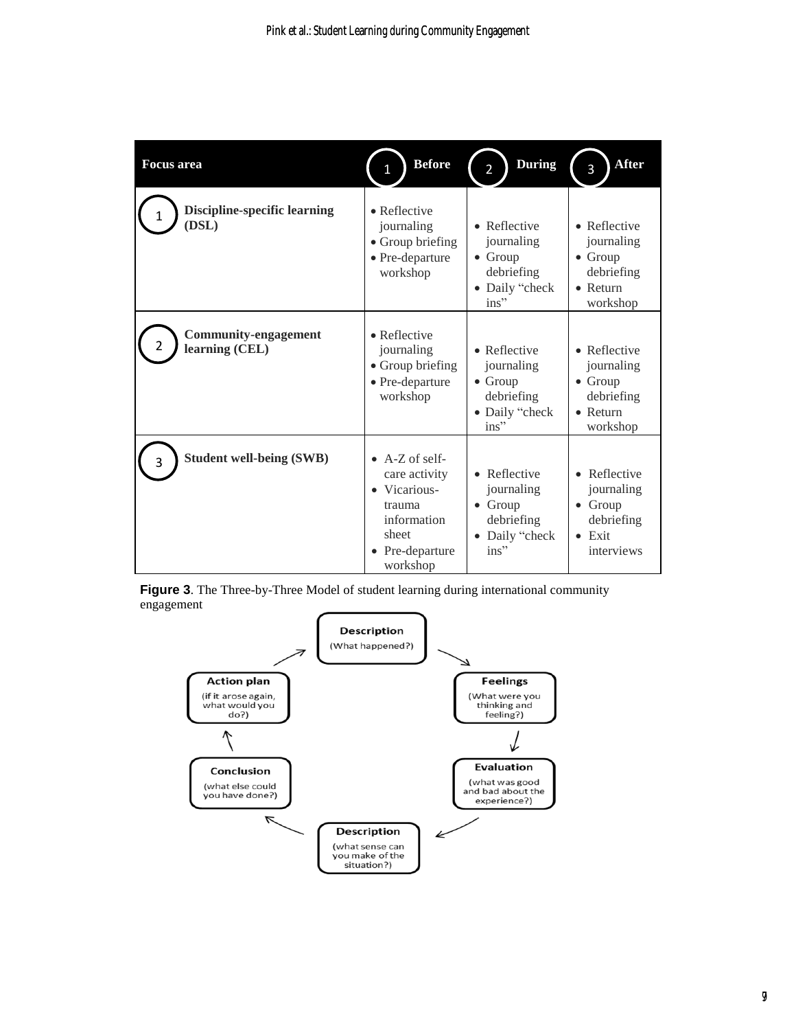| Focus area | 1 Before | 2 During | 3 After |
|---|---|---|---|
| 1 Discipline-specific learning (DSL) | • Reflective journaling<br>• Group briefing<br>• Pre-departure workshop | • Reflective journaling<br>• Group debriefing<br>• Daily "check ins" | • Reflective journaling<br>• Group debriefing<br>• Return workshop |
| 2 Community-engagement learning (CEL) | • Reflective journaling<br>• Group briefing<br>• Pre-departure workshop | • Reflective journaling<br>• Group debriefing<br>• Daily "check ins" | • Reflective journaling<br>• Group debriefing<br>• Return workshop |
| 3 Student well-being (SWB) | • A-Z of self-care activity<br>• Vicarious-trauma information sheet<br>• Pre-departure workshop | • Reflective journaling<br>• Group debriefing<br>• Daily "check ins" | • Reflective journaling<br>• Group debriefing<br>• Exit interviews |

**Figure 3**. The Three-by-Three Model of student learning during international community engagement

**Description** (What happened?) → **Feelings** (What were you thinking and feeling?) → **Evaluation** (what was good and bad about the experience?) → **Description** (what sense can you make of the situation?) → **Conclusion** (what else could you have done?) → **Action plan** (if it arose again, what would you do?) → **Description**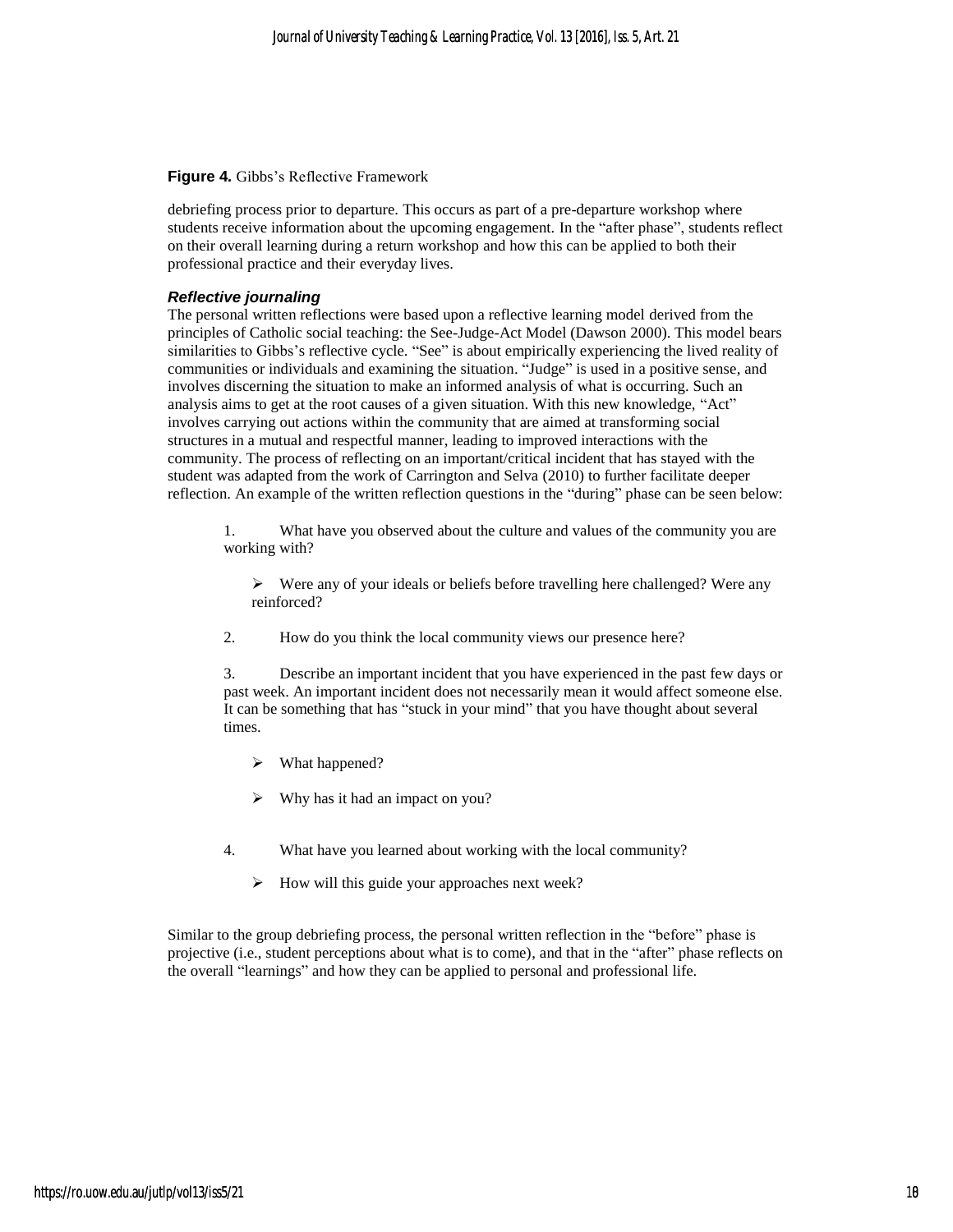**Figure 4.** Gibbs's Reflective Framework

debriefing process prior to departure. This occurs as part of a pre-departure workshop where students receive information about the upcoming engagement. In the "after phase", students reflect on their overall learning during a return workshop and how this can be applied to both their professional practice and their everyday lives.

### *Reflective journaling*

The personal written reflections were based upon a reflective learning model derived from the principles of Catholic social teaching: the See-Judge-Act Model (Dawson 2000). This model bears similarities to Gibbs's reflective cycle. "See" is about empirically experiencing the lived reality of communities or individuals and examining the situation. "Judge" is used in a positive sense, and involves discerning the situation to make an informed analysis of what is occurring. Such an analysis aims to get at the root causes of a given situation. With this new knowledge, "Act" involves carrying out actions within the community that are aimed at transforming social structures in a mutual and respectful manner, leading to improved interactions with the community. The process of reflecting on an important/critical incident that has stayed with the student was adapted from the work of Carrington and Selva (2010) to further facilitate deeper reflection. An example of the written reflection questions in the "during" phase can be seen below:

1. What have you observed about the culture and values of the community you are working with?
   - Were any of your ideals or beliefs before travelling here challenged? Were any reinforced?
2. How do you think the local community views our presence here?
3. Describe an important incident that you have experienced in the past few days or past week. An important incident does not necessarily mean it would affect someone else. It can be something that has "stuck in your mind" that you have thought about several times.
   - What happened?
   - Why has it had an impact on you?
4. What have you learned about working with the local community?
   - How will this guide your approaches next week?

Similar to the group debriefing process, the personal written reflection in the "before" phase is projective (i.e., student perceptions about what is to come), and that in the "after" phase reflects on the overall "learnings" and how they can be applied to personal and professional life.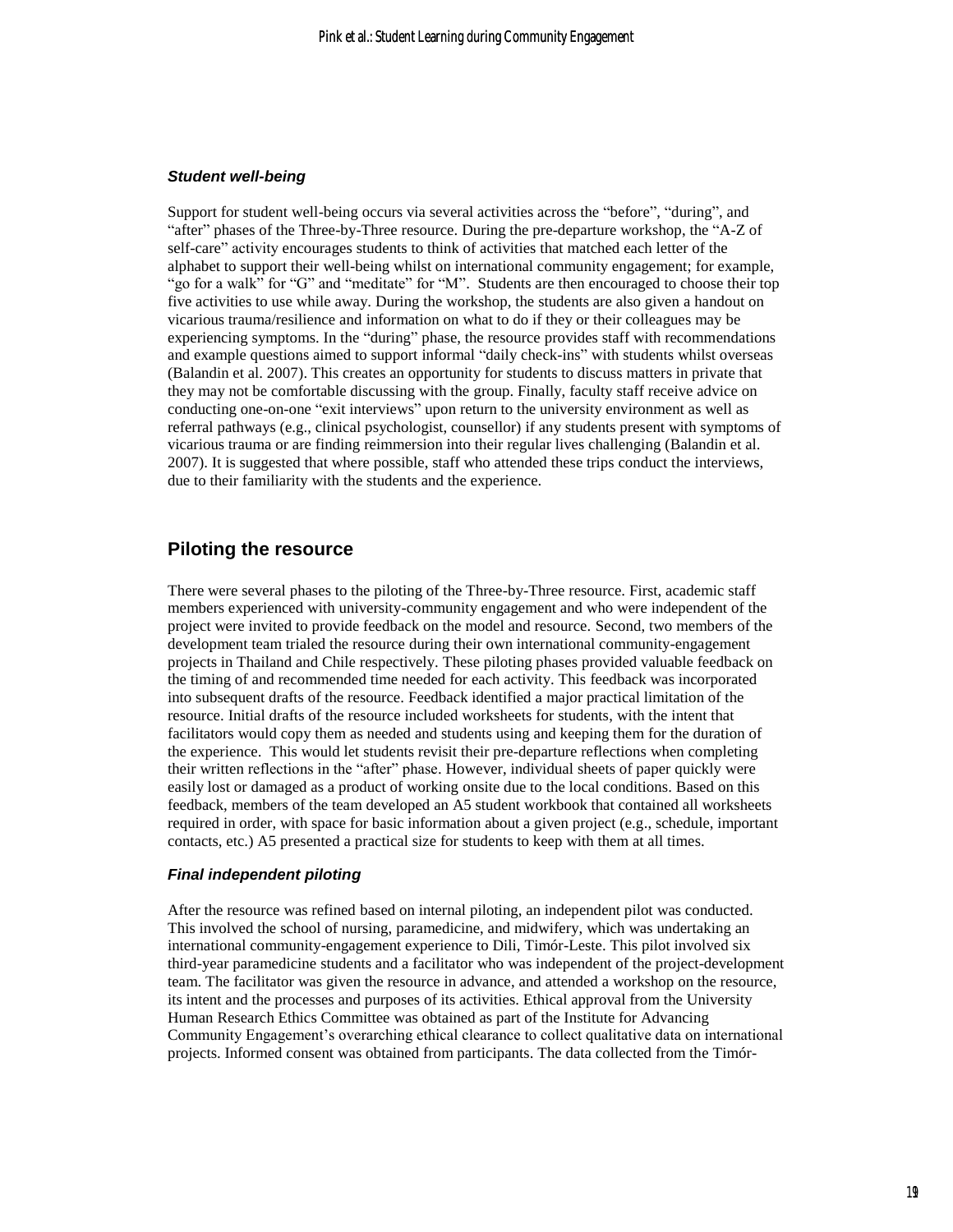### *Student well-being*

Support for student well-being occurs via several activities across the “before”, “during”, and “after” phases of the Three-by-Three resource. During the pre-departure workshop, the “A-Z of self-care” activity encourages students to think of activities that matched each letter of the alphabet to support their well-being whilst on international community engagement; for example, “go for a walk” for “G” and “meditate” for “M”. Students are then encouraged to choose their top five activities to use while away. During the workshop, the students are also given a handout on vicarious trauma/resilience and information on what to do if they or their colleagues may be experiencing symptoms. In the “during” phase, the resource provides staff with recommendations and example questions aimed to support informal “daily check-ins” with students whilst overseas (Balandin et al. 2007). This creates an opportunity for students to discuss matters in private that they may not be comfortable discussing with the group. Finally, faculty staff receive advice on conducting one-on-one “exit interviews” upon return to the university environment as well as referral pathways (e.g., clinical psychologist, counsellor) if any students present with symptoms of vicarious trauma or are finding reimmersion into their regular lives challenging (Balandin et al. 2007). It is suggested that where possible, staff who attended these trips conduct the interviews, due to their familiarity with the students and the experience.

## Piloting the resource

There were several phases to the piloting of the Three-by-Three resource. First, academic staff members experienced with university-community engagement and who were independent of the project were invited to provide feedback on the model and resource. Second, two members of the development team trialed the resource during their own international community-engagement projects in Thailand and Chile respectively. These piloting phases provided valuable feedback on the timing of and recommended time needed for each activity. This feedback was incorporated into subsequent drafts of the resource. Feedback identified a major practical limitation of the resource. Initial drafts of the resource included worksheets for students, with the intent that facilitators would copy them as needed and students using and keeping them for the duration of the experience. This would let students revisit their pre-departure reflections when completing their written reflections in the “after” phase. However, individual sheets of paper quickly were easily lost or damaged as a product of working onsite due to the local conditions. Based on this feedback, members of the team developed an A5 student workbook that contained all worksheets required in order, with space for basic information about a given project (e.g., schedule, important contacts, etc.) A5 presented a practical size for students to keep with them at all times.

### *Final independent piloting*

After the resource was refined based on internal piloting, an independent pilot was conducted. This involved the school of nursing, paramedicine, and midwifery, which was undertaking an international community-engagement experience to Dili, Timór-Leste. This pilot involved six third-year paramedicine students and a facilitator who was independent of the project-development team. The facilitator was given the resource in advance, and attended a workshop on the resource, its intent and the processes and purposes of its activities. Ethical approval from the University Human Research Ethics Committee was obtained as part of the Institute for Advancing Community Engagement’s overarching ethical clearance to collect qualitative data on international projects. Informed consent was obtained from participants. The data collected from the Timór-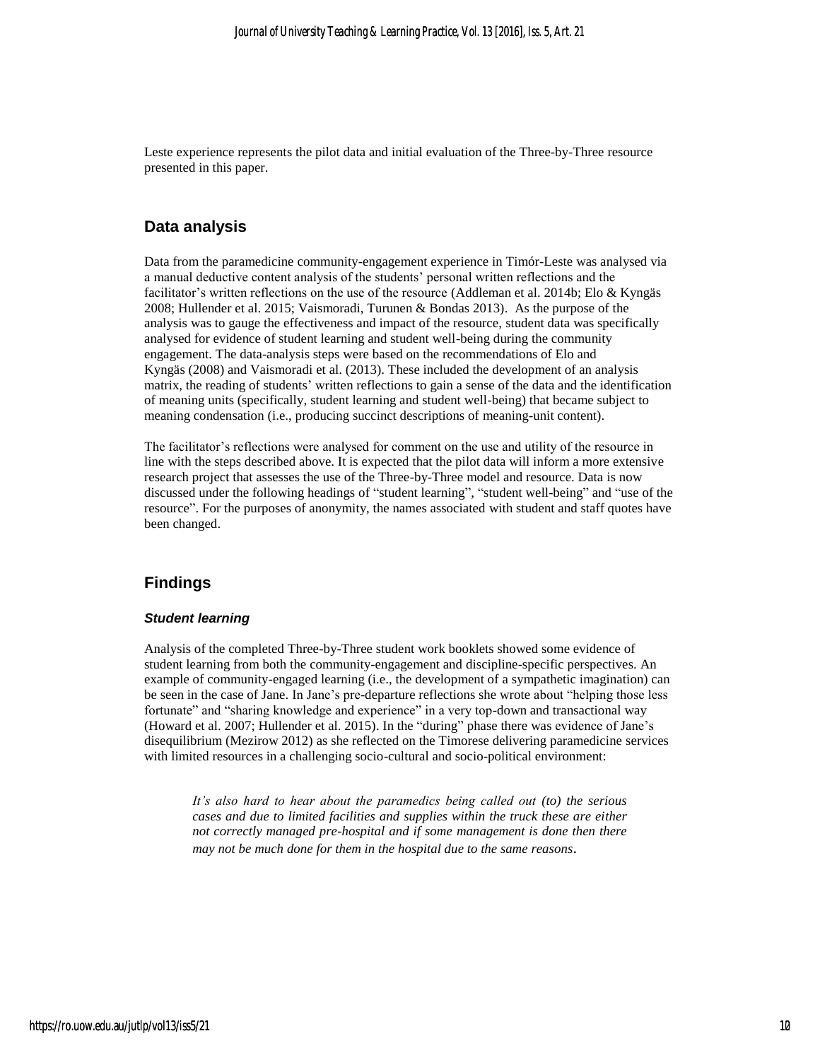Leste experience represents the pilot data and initial evaluation of the Three-by-Three resource presented in this paper.

## Data analysis

Data from the paramedicine community-engagement experience in Timór-Leste was analysed via a manual deductive content analysis of the students' personal written reflections and the facilitator's written reflections on the use of the resource (Addleman et al. 2014b; Elo & Kyngäs 2008; Hullender et al. 2015; Vaismoradi, Turunen & Bondas 2013). As the purpose of the analysis was to gauge the effectiveness and impact of the resource, student data was specifically analysed for evidence of student learning and student well-being during the community engagement. The data-analysis steps were based on the recommendations of Elo and Kyngäs (2008) and Vaismoradi et al. (2013). These included the development of an analysis matrix, the reading of students' written reflections to gain a sense of the data and the identification of meaning units (specifically, student learning and student well-being) that became subject to meaning condensation (i.e., producing succinct descriptions of meaning-unit content).

The facilitator's reflections were analysed for comment on the use and utility of the resource in line with the steps described above. It is expected that the pilot data will inform a more extensive research project that assesses the use of the Three-by-Three model and resource. Data is now discussed under the following headings of "student learning", "student well-being" and "use of the resource". For the purposes of anonymity, the names associated with student and staff quotes have been changed.

## Findings

### *Student learning*

Analysis of the completed Three-by-Three student work booklets showed some evidence of student learning from both the community-engagement and discipline-specific perspectives. An example of community-engaged learning (i.e., the development of a sympathetic imagination) can be seen in the case of Jane. In Jane's pre-departure reflections she wrote about "helping those less fortunate" and "sharing knowledge and experience" in a very top-down and transactional way (Howard et al. 2007; Hullender et al. 2015). In the "during" phase there was evidence of Jane's disequilibrium (Mezirow 2012) as she reflected on the Timorese delivering paramedicine services with limited resources in a challenging socio-cultural and socio-political environment:

> *It's also hard to hear about the paramedics being called out (to) the serious cases and due to limited facilities and supplies within the truck these are either not correctly managed pre-hospital and if some management is done then there may not be much done for them in the hospital due to the same reasons.*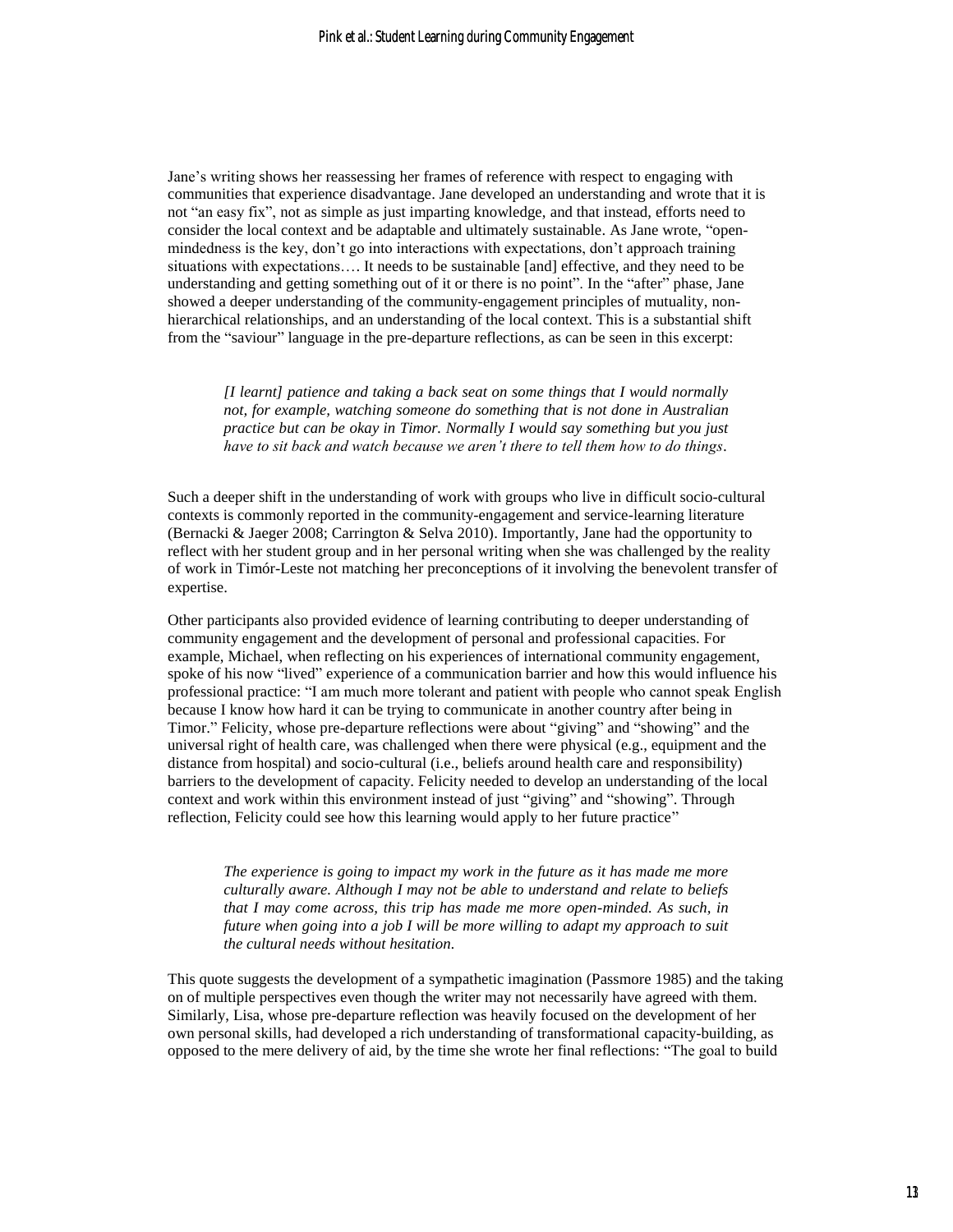Jane's writing shows her reassessing her frames of reference with respect to engaging with communities that experience disadvantage. Jane developed an understanding and wrote that it is not "an easy fix", not as simple as just imparting knowledge, and that instead, efforts need to consider the local context and be adaptable and ultimately sustainable. As Jane wrote, "open-mindedness is the key, don't go into interactions with expectations, don't approach training situations with expectations…. It needs to be sustainable [and] effective, and they need to be understanding and getting something out of it or there is no point". In the "after" phase, Jane showed a deeper understanding of the community-engagement principles of mutuality, non-hierarchical relationships, and an understanding of the local context. This is a substantial shift from the "saviour" language in the pre-departure reflections, as can be seen in this excerpt:

> *[I learnt] patience and taking a back seat on some things that I would normally not, for example, watching someone do something that is not done in Australian practice but can be okay in Timor. Normally I would say something but you just have to sit back and watch because we aren't there to tell them how to do things.*

Such a deeper shift in the understanding of work with groups who live in difficult socio-cultural contexts is commonly reported in the community-engagement and service-learning literature (Bernacki & Jaeger 2008; Carrington & Selva 2010). Importantly, Jane had the opportunity to reflect with her student group and in her personal writing when she was challenged by the reality of work in Timór-Leste not matching her preconceptions of it involving the benevolent transfer of expertise.

Other participants also provided evidence of learning contributing to deeper understanding of community engagement and the development of personal and professional capacities. For example, Michael, when reflecting on his experiences of international community engagement, spoke of his now "lived" experience of a communication barrier and how this would influence his professional practice: "I am much more tolerant and patient with people who cannot speak English because I know how hard it can be trying to communicate in another country after being in Timor." Felicity, whose pre-departure reflections were about "giving" and "showing" and the universal right of health care, was challenged when there were physical (e.g., equipment and the distance from hospital) and socio-cultural (i.e., beliefs around health care and responsibility) barriers to the development of capacity. Felicity needed to develop an understanding of the local context and work within this environment instead of just "giving" and "showing". Through reflection, Felicity could see how this learning would apply to her future practice"

> *The experience is going to impact my work in the future as it has made me more culturally aware. Although I may not be able to understand and relate to beliefs that I may come across, this trip has made me more open-minded. As such, in future when going into a job I will be more willing to adapt my approach to suit the cultural needs without hesitation.*

This quote suggests the development of a sympathetic imagination (Passmore 1985) and the taking on of multiple perspectives even though the writer may not necessarily have agreed with them. Similarly, Lisa, whose pre-departure reflection was heavily focused on the development of her own personal skills, had developed a rich understanding of transformational capacity-building, as opposed to the mere delivery of aid, by the time she wrote her final reflections: "The goal to build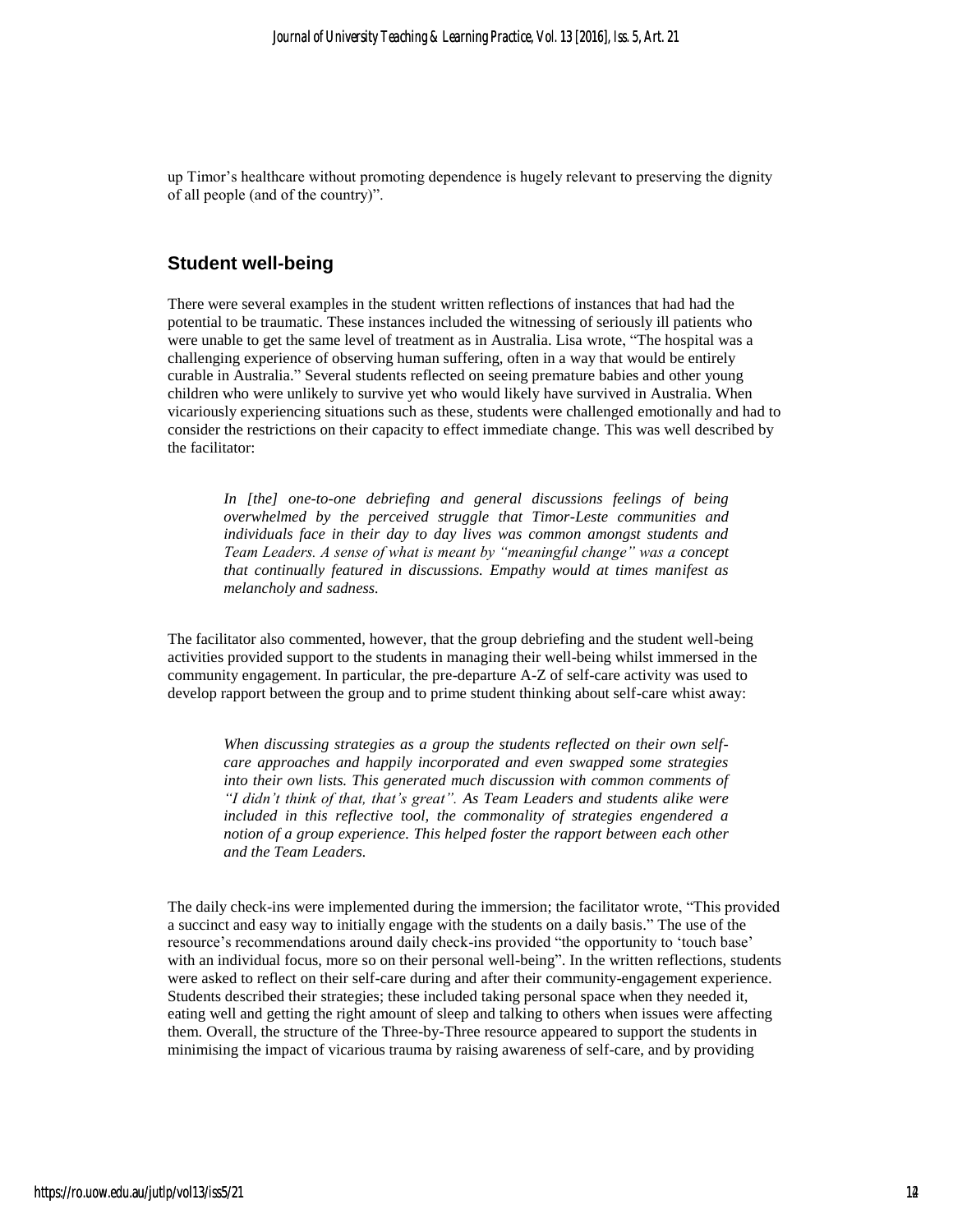up Timor's healthcare without promoting dependence is hugely relevant to preserving the dignity of all people (and of the country)".

## Student well-being

There were several examples in the student written reflections of instances that had had the potential to be traumatic. These instances included the witnessing of seriously ill patients who were unable to get the same level of treatment as in Australia. Lisa wrote, "The hospital was a challenging experience of observing human suffering, often in a way that would be entirely curable in Australia." Several students reflected on seeing premature babies and other young children who were unlikely to survive yet who would likely have survived in Australia. When vicariously experiencing situations such as these, students were challenged emotionally and had to consider the restrictions on their capacity to effect immediate change. This was well described by the facilitator:

> *In [the] one-to-one debriefing and general discussions feelings of being overwhelmed by the perceived struggle that Timor-Leste communities and individuals face in their day to day lives was common amongst students and Team Leaders. A sense of what is meant by "meaningful change" was a concept that continually featured in discussions. Empathy would at times manifest as melancholy and sadness.*

The facilitator also commented, however, that the group debriefing and the student well-being activities provided support to the students in managing their well-being whilst immersed in the community engagement. In particular, the pre-departure A-Z of self-care activity was used to develop rapport between the group and to prime student thinking about self-care whist away:

> *When discussing strategies as a group the students reflected on their own self-care approaches and happily incorporated and even swapped some strategies into their own lists. This generated much discussion with common comments of "I didn't think of that, that's great". As Team Leaders and students alike were included in this reflective tool, the commonality of strategies engendered a notion of a group experience. This helped foster the rapport between each other and the Team Leaders.*

The daily check-ins were implemented during the immersion; the facilitator wrote, "This provided a succinct and easy way to initially engage with the students on a daily basis." The use of the resource's recommendations around daily check-ins provided "the opportunity to 'touch base' with an individual focus, more so on their personal well-being". In the written reflections, students were asked to reflect on their self-care during and after their community-engagement experience. Students described their strategies; these included taking personal space when they needed it, eating well and getting the right amount of sleep and talking to others when issues were affecting them. Overall, the structure of the Three-by-Three resource appeared to support the students in minimising the impact of vicarious trauma by raising awareness of self-care, and by providing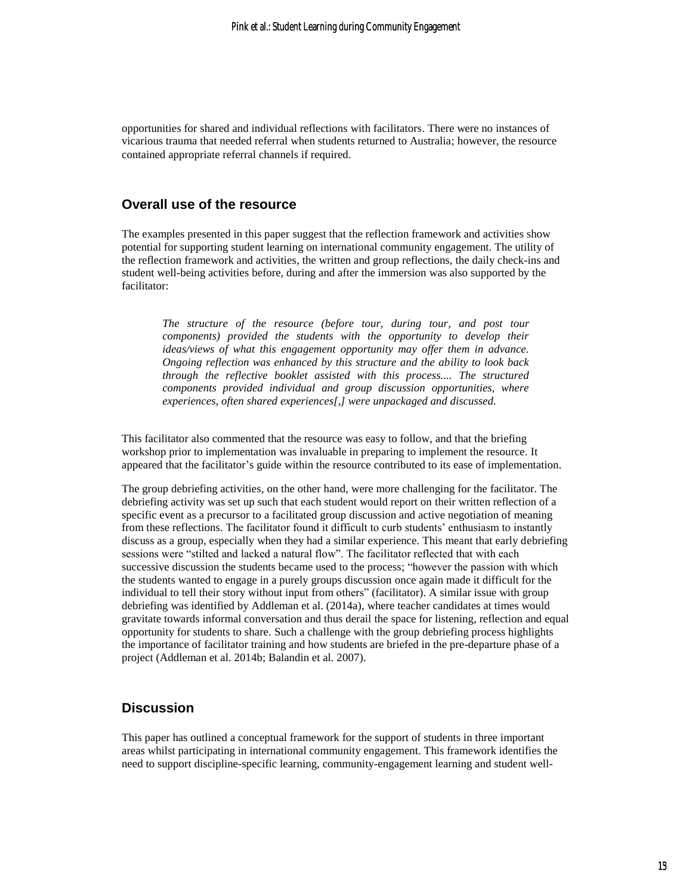opportunities for shared and individual reflections with facilitators. There were no instances of vicarious trauma that needed referral when students returned to Australia; however, the resource contained appropriate referral channels if required.

## Overall use of the resource

The examples presented in this paper suggest that the reflection framework and activities show potential for supporting student learning on international community engagement. The utility of the reflection framework and activities, the written and group reflections, the daily check-ins and student well-being activities before, during and after the immersion was also supported by the facilitator:

> *The structure of the resource (before tour, during tour, and post tour components) provided the students with the opportunity to develop their ideas/views of what this engagement opportunity may offer them in advance. Ongoing reflection was enhanced by this structure and the ability to look back through the reflective booklet assisted with this process.... The structured components provided individual and group discussion opportunities, where experiences, often shared experiences[,] were unpackaged and discussed.*

This facilitator also commented that the resource was easy to follow, and that the briefing workshop prior to implementation was invaluable in preparing to implement the resource. It appeared that the facilitator's guide within the resource contributed to its ease of implementation.

The group debriefing activities, on the other hand, were more challenging for the facilitator. The debriefing activity was set up such that each student would report on their written reflection of a specific event as a precursor to a facilitated group discussion and active negotiation of meaning from these reflections. The facilitator found it difficult to curb students' enthusiasm to instantly discuss as a group, especially when they had a similar experience. This meant that early debriefing sessions were "stilted and lacked a natural flow". The facilitator reflected that with each successive discussion the students became used to the process; "however the passion with which the students wanted to engage in a purely groups discussion once again made it difficult for the individual to tell their story without input from others" (facilitator). A similar issue with group debriefing was identified by Addleman et al. (2014a), where teacher candidates at times would gravitate towards informal conversation and thus derail the space for listening, reflection and equal opportunity for students to share. Such a challenge with the group debriefing process highlights the importance of facilitator training and how students are briefed in the pre-departure phase of a project (Addleman et al. 2014b; Balandin et al. 2007).

## Discussion

This paper has outlined a conceptual framework for the support of students in three important areas whilst participating in international community engagement. This framework identifies the need to support discipline-specific learning, community-engagement learning and student well-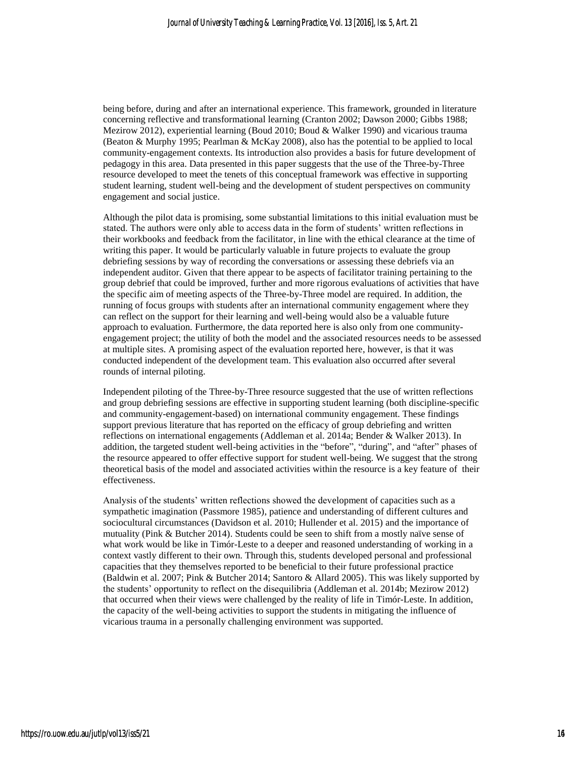being before, during and after an international experience. This framework, grounded in literature concerning reflective and transformational learning (Cranton 2002; Dawson 2000; Gibbs 1988; Mezirow 2012), experiential learning (Boud 2010; Boud & Walker 1990) and vicarious trauma (Beaton & Murphy 1995; Pearlman & McKay 2008), also has the potential to be applied to local community-engagement contexts. Its introduction also provides a basis for future development of pedagogy in this area. Data presented in this paper suggests that the use of the Three-by-Three resource developed to meet the tenets of this conceptual framework was effective in supporting student learning, student well-being and the development of student perspectives on community engagement and social justice.

Although the pilot data is promising, some substantial limitations to this initial evaluation must be stated. The authors were only able to access data in the form of students' written reflections in their workbooks and feedback from the facilitator, in line with the ethical clearance at the time of writing this paper. It would be particularly valuable in future projects to evaluate the group debriefing sessions by way of recording the conversations or assessing these debriefs via an independent auditor. Given that there appear to be aspects of facilitator training pertaining to the group debrief that could be improved, further and more rigorous evaluations of activities that have the specific aim of meeting aspects of the Three-by-Three model are required. In addition, the running of focus groups with students after an international community engagement where they can reflect on the support for their learning and well-being would also be a valuable future approach to evaluation. Furthermore, the data reported here is also only from one community-engagement project; the utility of both the model and the associated resources needs to be assessed at multiple sites. A promising aspect of the evaluation reported here, however, is that it was conducted independent of the development team. This evaluation also occurred after several rounds of internal piloting.

Independent piloting of the Three-by-Three resource suggested that the use of written reflections and group debriefing sessions are effective in supporting student learning (both discipline-specific and community-engagement-based) on international community engagement. These findings support previous literature that has reported on the efficacy of group debriefing and written reflections on international engagements (Addleman et al. 2014a; Bender & Walker 2013). In addition, the targeted student well-being activities in the "before", "during", and "after" phases of the resource appeared to offer effective support for student well-being. We suggest that the strong theoretical basis of the model and associated activities within the resource is a key feature of their effectiveness.

Analysis of the students' written reflections showed the development of capacities such as a sympathetic imagination (Passmore 1985), patience and understanding of different cultures and sociocultural circumstances (Davidson et al. 2010; Hullender et al. 2015) and the importance of mutuality (Pink & Butcher 2014). Students could be seen to shift from a mostly naïve sense of what work would be like in Timór-Leste to a deeper and reasoned understanding of working in a context vastly different to their own. Through this, students developed personal and professional capacities that they themselves reported to be beneficial to their future professional practice (Baldwin et al. 2007; Pink & Butcher 2014; Santoro & Allard 2005). This was likely supported by the students' opportunity to reflect on the disequilibria (Addleman et al. 2014b; Mezirow 2012) that occurred when their views were challenged by the reality of life in Timór-Leste. In addition, the capacity of the well-being activities to support the students in mitigating the influence of vicarious trauma in a personally challenging environment was supported.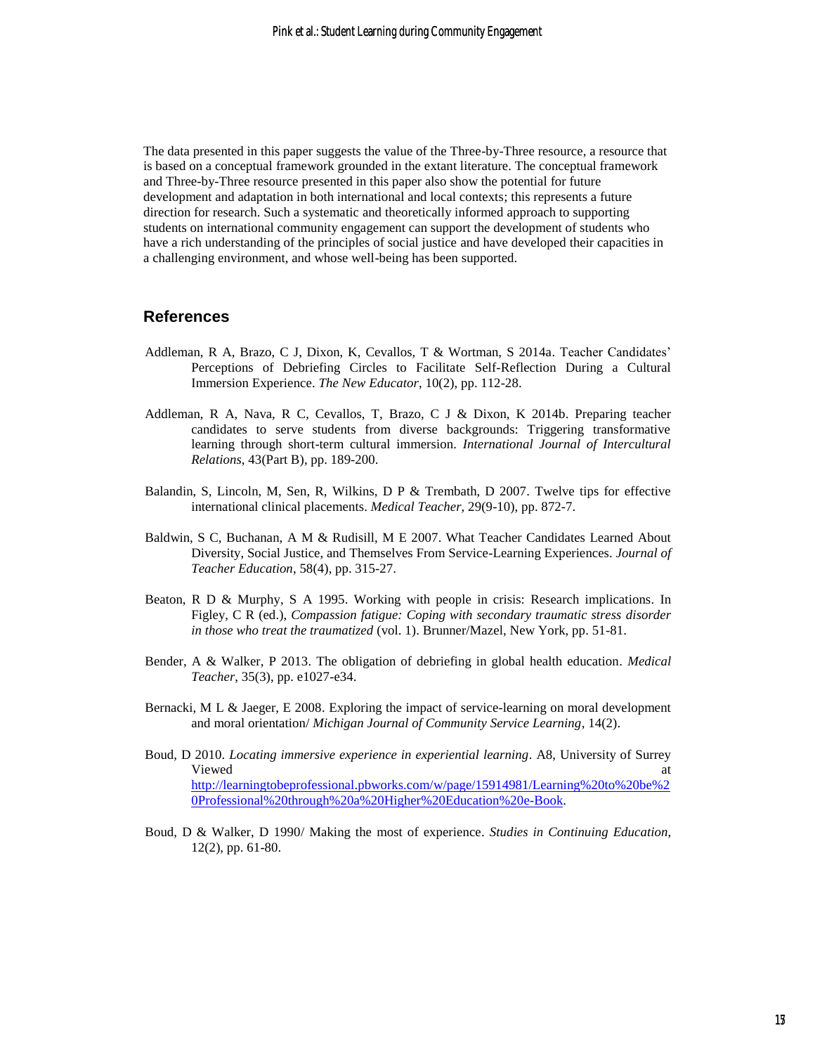The data presented in this paper suggests the value of the Three-by-Three resource, a resource that is based on a conceptual framework grounded in the extant literature. The conceptual framework and Three-by-Three resource presented in this paper also show the potential for future development and adaptation in both international and local contexts; this represents a future direction for research. Such a systematic and theoretically informed approach to supporting students on international community engagement can support the development of students who have a rich understanding of the principles of social justice and have developed their capacities in a challenging environment, and whose well-being has been supported.

## References

Addleman, R A, Brazo, C J, Dixon, K, Cevallos, T & Wortman, S 2014a. Teacher Candidates' Perceptions of Debriefing Circles to Facilitate Self-Reflection During a Cultural Immersion Experience. *The New Educator*, 10(2), pp. 112-28.

Addleman, R A, Nava, R C, Cevallos, T, Brazo, C J & Dixon, K 2014b. Preparing teacher candidates to serve students from diverse backgrounds: Triggering transformative learning through short-term cultural immersion. *International Journal of Intercultural Relations*, 43(Part B), pp. 189-200.

Balandin, S, Lincoln, M, Sen, R, Wilkins, D P & Trembath, D 2007. Twelve tips for effective international clinical placements. *Medical Teacher*, 29(9-10), pp. 872-7.

Baldwin, S C, Buchanan, A M & Rudisill, M E 2007. What Teacher Candidates Learned About Diversity, Social Justice, and Themselves From Service-Learning Experiences. *Journal of Teacher Education*, 58(4), pp. 315-27.

Beaton, R D & Murphy, S A 1995. Working with people in crisis: Research implications. In Figley, C R (ed.), *Compassion fatigue: Coping with secondary traumatic stress disorder in those who treat the traumatized* (vol. 1). Brunner/Mazel, New York, pp. 51-81.

Bender, A & Walker, P 2013. The obligation of debriefing in global health education. *Medical Teacher*, 35(3), pp. e1027-e34.

Bernacki, M L & Jaeger, E 2008. Exploring the impact of service-learning on moral development and moral orientation/ *Michigan Journal of Community Service Learning*, 14(2).

Boud, D 2010. *Locating immersive experience in experiential learning*. A8, University of Surrey Viewed at http://learningtobeprofessional.pbworks.com/w/page/15914981/Learning%20to%20be%20Professional%20through%20a%20Higher%20Education%20e-Book.

Boud, D & Walker, D 1990/ Making the most of experience. *Studies in Continuing Education*, 12(2), pp. 61-80.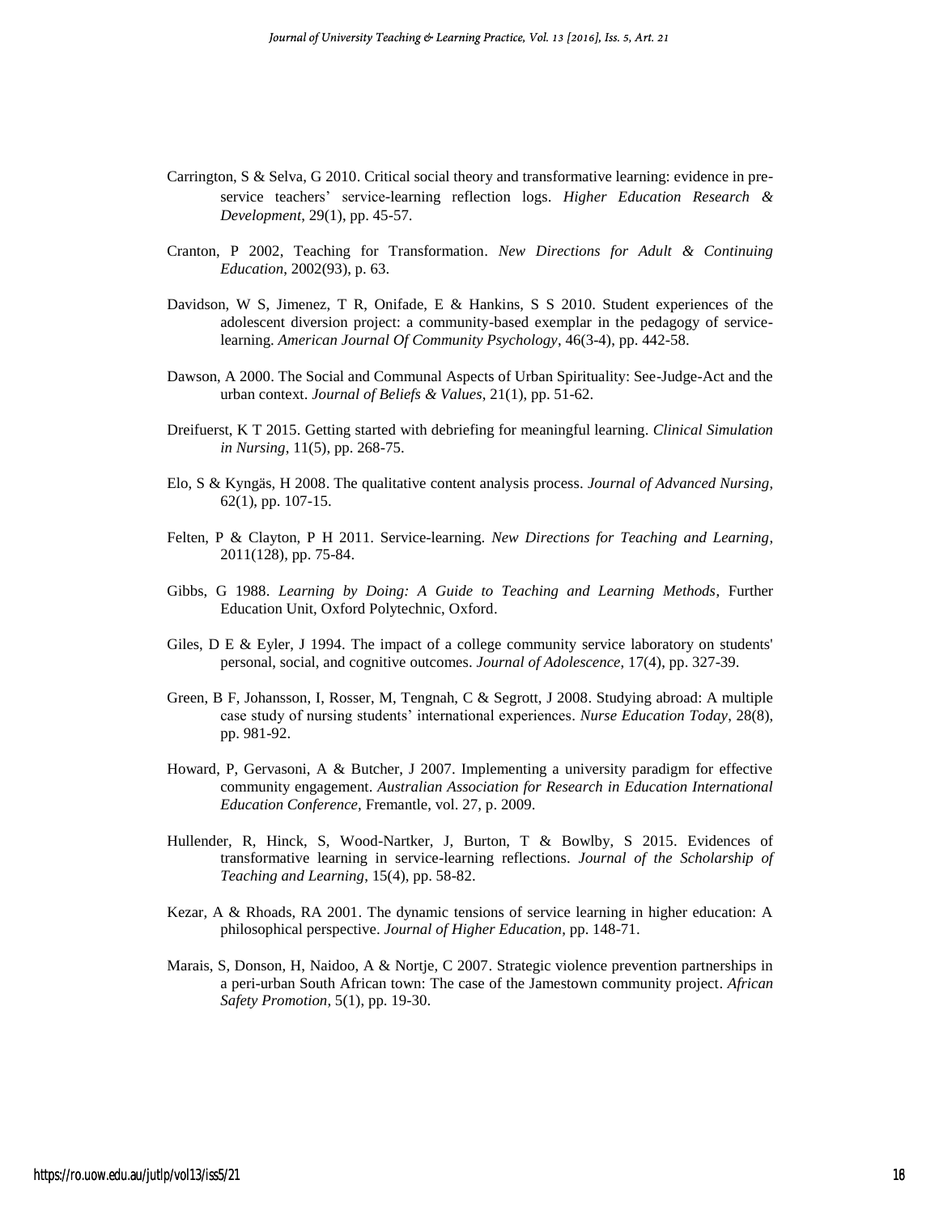Carrington, S & Selva, G 2010. Critical social theory and transformative learning: evidence in pre-service teachers' service-learning reflection logs. *Higher Education Research & Development*, 29(1), pp. 45-57.

Cranton, P 2002, Teaching for Transformation. *New Directions for Adult & Continuing Education*, 2002(93), p. 63.

Davidson, W S, Jimenez, T R, Onifade, E & Hankins, S S 2010. Student experiences of the adolescent diversion project: a community-based exemplar in the pedagogy of service-learning. *American Journal Of Community Psychology*, 46(3-4), pp. 442-58.

Dawson, A 2000. The Social and Communal Aspects of Urban Spirituality: See-Judge-Act and the urban context. *Journal of Beliefs & Values*, 21(1), pp. 51-62.

Dreifuerst, K T 2015. Getting started with debriefing for meaningful learning. *Clinical Simulation in Nursing*, 11(5), pp. 268-75.

Elo, S & Kyngäs, H 2008. The qualitative content analysis process. *Journal of Advanced Nursing*, 62(1), pp. 107-15.

Felten, P & Clayton, P H 2011. Service-learning. *New Directions for Teaching and Learning*, 2011(128), pp. 75-84.

Gibbs, G 1988. *Learning by Doing: A Guide to Teaching and Learning Methods*, Further Education Unit, Oxford Polytechnic, Oxford.

Giles, D E & Eyler, J 1994. The impact of a college community service laboratory on students' personal, social, and cognitive outcomes. *Journal of Adolescence*, 17(4), pp. 327-39.

Green, B F, Johansson, I, Rosser, M, Tengnah, C & Segrott, J 2008. Studying abroad: A multiple case study of nursing students' international experiences. *Nurse Education Today*, 28(8), pp. 981-92.

Howard, P, Gervasoni, A & Butcher, J 2007. Implementing a university paradigm for effective community engagement. *Australian Association for Research in Education International Education Conference,* Fremantle, vol. 27, p. 2009.

Hullender, R, Hinck, S, Wood-Nartker, J, Burton, T & Bowlby, S 2015. Evidences of transformative learning in service-learning reflections. *Journal of the Scholarship of Teaching and Learning*, 15(4), pp. 58-82.

Kezar, A & Rhoads, RA 2001. The dynamic tensions of service learning in higher education: A philosophical perspective. *Journal of Higher Education*, pp. 148-71.

Marais, S, Donson, H, Naidoo, A & Nortje, C 2007. Strategic violence prevention partnerships in a peri-urban South African town: The case of the Jamestown community project. *African Safety Promotion*, 5(1), pp. 19-30.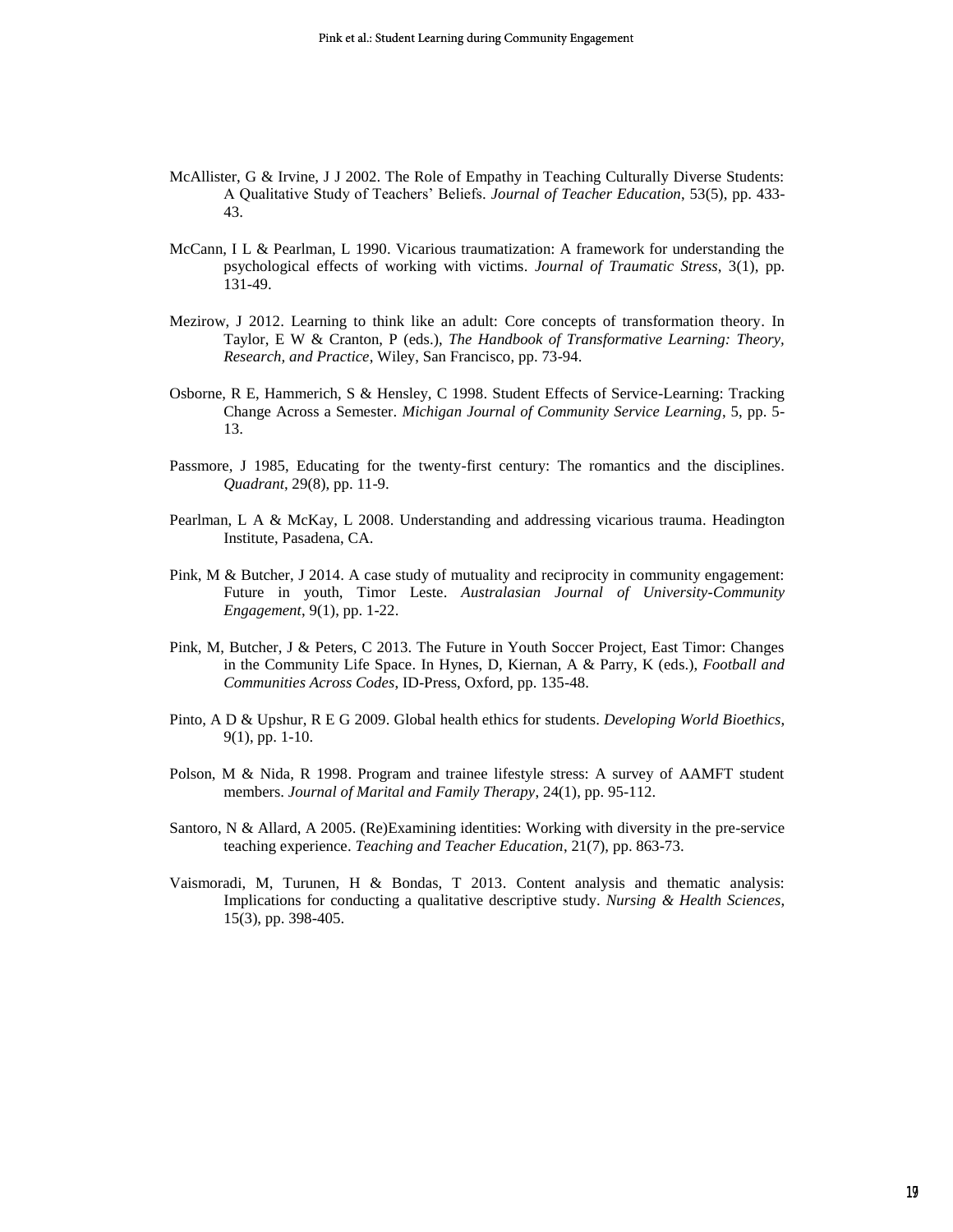McAllister, G & Irvine, J J 2002. The Role of Empathy in Teaching Culturally Diverse Students: A Qualitative Study of Teachers' Beliefs. *Journal of Teacher Education*, 53(5), pp. 433-43.

McCann, I L & Pearlman, L 1990. Vicarious traumatization: A framework for understanding the psychological effects of working with victims. *Journal of Traumatic Stress*, 3(1), pp. 131-49.

Mezirow, J 2012. Learning to think like an adult: Core concepts of transformation theory. In Taylor, E W & Cranton, P (eds.), *The Handbook of Transformative Learning: Theory, Research, and Practice*, Wiley, San Francisco, pp. 73-94.

Osborne, R E, Hammerich, S & Hensley, C 1998. Student Effects of Service-Learning: Tracking Change Across a Semester. *Michigan Journal of Community Service Learning*, 5, pp. 5-13.

Passmore, J 1985, Educating for the twenty-first century: The romantics and the disciplines. *Quadrant*, 29(8), pp. 11-9.

Pearlman, L A & McKay, L 2008. Understanding and addressing vicarious trauma. Headington Institute, Pasadena, CA.

Pink, M & Butcher, J 2014. A case study of mutuality and reciprocity in community engagement: Future in youth, Timor Leste. *Australasian Journal of University-Community Engagement*, 9(1), pp. 1-22.

Pink, M, Butcher, J & Peters, C 2013. The Future in Youth Soccer Project, East Timor: Changes in the Community Life Space. In Hynes, D, Kiernan, A & Parry, K (eds.), *Football and Communities Across Codes*, ID-Press, Oxford, pp. 135-48.

Pinto, A D & Upshur, R E G 2009. Global health ethics for students. *Developing World Bioethics*, 9(1), pp. 1-10.

Polson, M & Nida, R 1998. Program and trainee lifestyle stress: A survey of AAMFT student members. *Journal of Marital and Family Therapy*, 24(1), pp. 95-112.

Santoro, N & Allard, A 2005. (Re)Examining identities: Working with diversity in the pre-service teaching experience. *Teaching and Teacher Education*, 21(7), pp. 863-73.

Vaismoradi, M, Turunen, H & Bondas, T 2013. Content analysis and thematic analysis: Implications for conducting a qualitative descriptive study. *Nursing & Health Sciences*, 15(3), pp. 398-405.